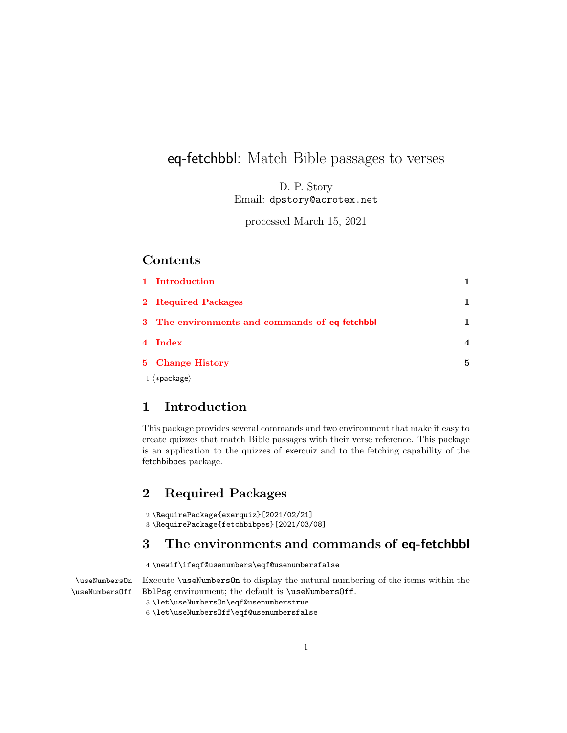# eq-fetchbbl: Match Bible passages to verses

D. P. Story
Email: dpstory@acrotex.net

processed March 15, 2021

## Contents

| | | |
|---|---|---|
| 1 | Introduction | 1 |
| 2 | Required Packages | 1 |
| 3 | The environments and commands of eq-fetchbbl | 1 |
| 4 | Index | 4 |
| 5 | Change History | 5 |

```
1 ⟨*package⟩
```

## 1 Introduction

This package provides several commands and two environment that make it easy to create quizzes that match Bible passages with their verse reference. This package is an application to the quizzes of exerquiz and to the fetching capability of the fetchbibpes package.

## 2 Required Packages

```
2 \RequirePackage{exerquiz}[2021/02/21]
3 \RequirePackage{fetchbibpes}[2021/03/08]
```

## 3 The environments and commands of eq-fetchbbl

```
4 \newif\ifeqf@usenumbers\eqf@usenumbersfalse
```

`\useNumbersOn` `\useNumbersOff` Execute `\useNumbersOn` to display the natural numbering of the items within the BblPsg environment; the default is `\useNumbersOff`.

```
5 \let\useNumbersOn\eqf@usenumberstrue
6 \let\useNumbersOff\eqf@usenumbersfalse
```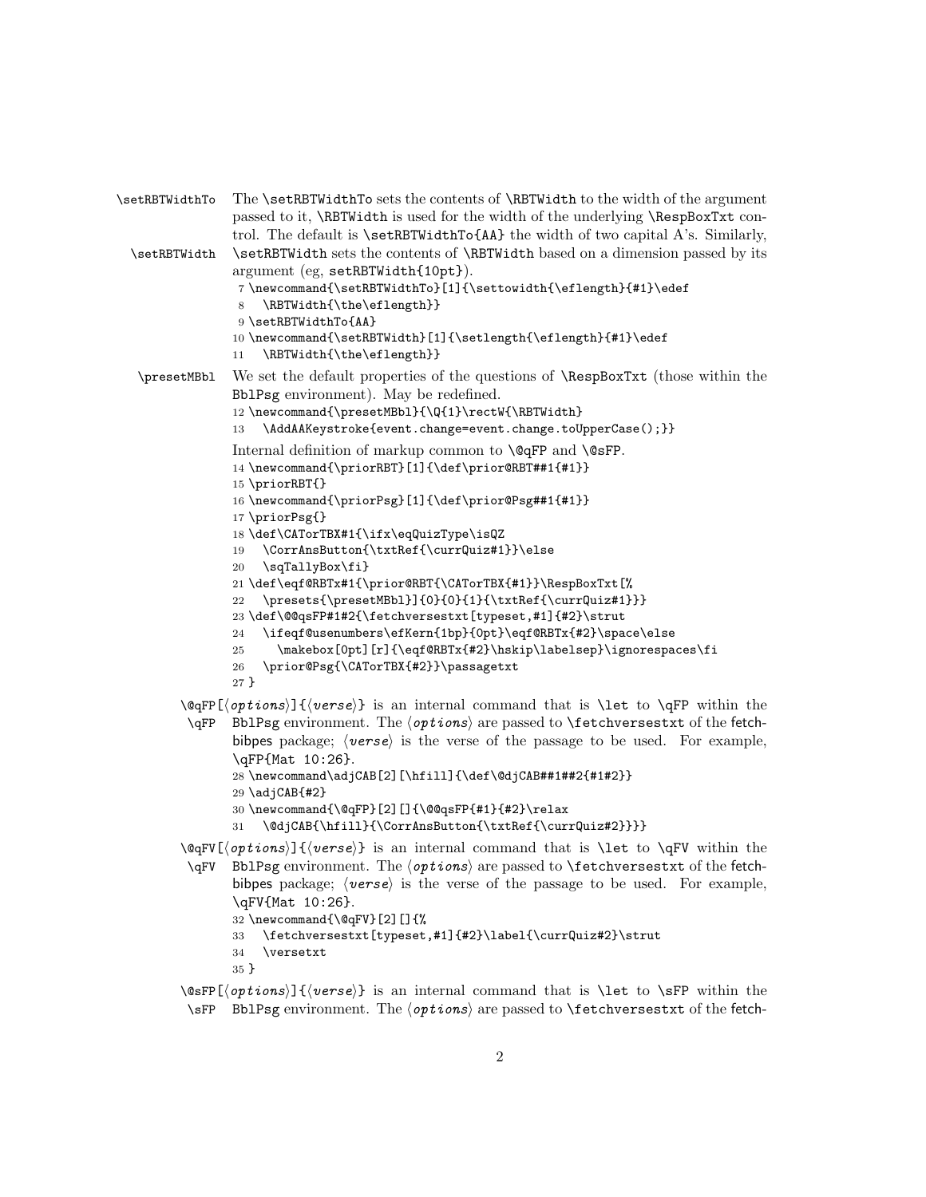\setRBTWidthTo The \setRBTWidthTo sets the contents of \RBTWidth to the width of the argument passed to it, \RBTWidth is used for the width of the underlying \RespBoxTxt control. The default is \setRBTWidthTo{AA} the width of two capital A's. Similarly,

\setRBTWidth \setRBTWidth sets the contents of \RBTWidth based on a dimension passed by its argument (eg, setRBTWidth{10pt}).

```
7 \newcommand{\setRBTWidthTo}[1]{\settowidth{\eflength}{#1}\edef
8   \RBTWidth{\the\eflength}}
9 \setRBTWidthTo{AA}
10 \newcommand{\setRBTWidth}[1]{\setlength{\eflength}{#1}\edef
11   \RBTWidth{\the\eflength}}
```

\presetMBbl We set the default properties of the questions of \RespBoxTxt (those within the BblPsg environment). May be redefined.

```
12 \newcommand{\presetMBbl}{\Q{1}\rectW{\RBTWidth}
13   \AddAAKeystroke{event.change=event.change.toUpperCase();}}
```

Internal definition of markup common to \@qFP and \@sFP.

```
14 \newcommand{\priorRBT}[1]{\def\prior@RBT##1{#1}}
15 \priorRBT{}
16 \newcommand{\priorPsg}[1]{\def\prior@Psg##1{#1}}
17 \priorPsg{}
18 \def\CATorTBX#1{\ifx\eqQuizType\isQZ
19   \CorrAnsButton{\txtRef{\currQuiz#1}}\else
20   \sqTallyBox\fi}
21 \def\eqf@RBTx#1{\prior@RBT{\CATorTBX{#1}}\RespBoxTxt[%
22   \presets{\presetMBbl}]{0}{0}{1}{\txtRef{\currQuiz#1}}}
23 \def\@@qsFP#1#2{\fetchversestxt[typeset,#1]{#2}\strut
24   \ifeqf@usenumbers\efKern{1bp}{0pt}\eqf@RBTx{#2}\space\else
25     \makebox[0pt][r]{\eqf@RBTx{#2}\hskip\labelsep}\ignorespaces\fi
26   \prior@Psg{\CATorTBX{#2}}\passagetxt
27 }
```

\@qFP[⟨*options*⟩]{⟨*verse*⟩} is an internal command that is \let to \qFP within the

\qFP BblPsg environment. The ⟨*options*⟩ are passed to \fetchversestxt of the fetchbibpes package; ⟨*verse*⟩ is the verse of the passage to be used. For example, \qFP{Mat 10:26}.

```
28 \newcommand\adjCAB[2][\hfill]{\def\@djCAB##1##2{#1#2}}
29 \adjCAB{#2}
30 \newcommand{\@qFP}[2][]{\@@qsFP{#1}{#2}\relax
31   \@djCAB{\hfill}{\CorrAnsButton{\txtRef{\currQuiz#2}}}}
```

\@qFV[⟨*options*⟩]{⟨*verse*⟩} is an internal command that is \let to \qFV within the

\qFV BblPsg environment. The ⟨*options*⟩ are passed to \fetchversestxt of the fetchbibpes package; ⟨*verse*⟩ is the verse of the passage to be used. For example, \qFV{Mat 10:26}.

```
32 \newcommand{\@qFV}[2][]{%
33   \fetchversestxt[typeset,#1]{#2}\label{\currQuiz#2}\strut
34   \versetxt
35 }
```

\@sFP[⟨*options*⟩]{⟨*verse*⟩} is an internal command that is \let to \sFP within the

\sFP BblPsg environment. The ⟨*options*⟩ are passed to \fetchversestxt of the fetch-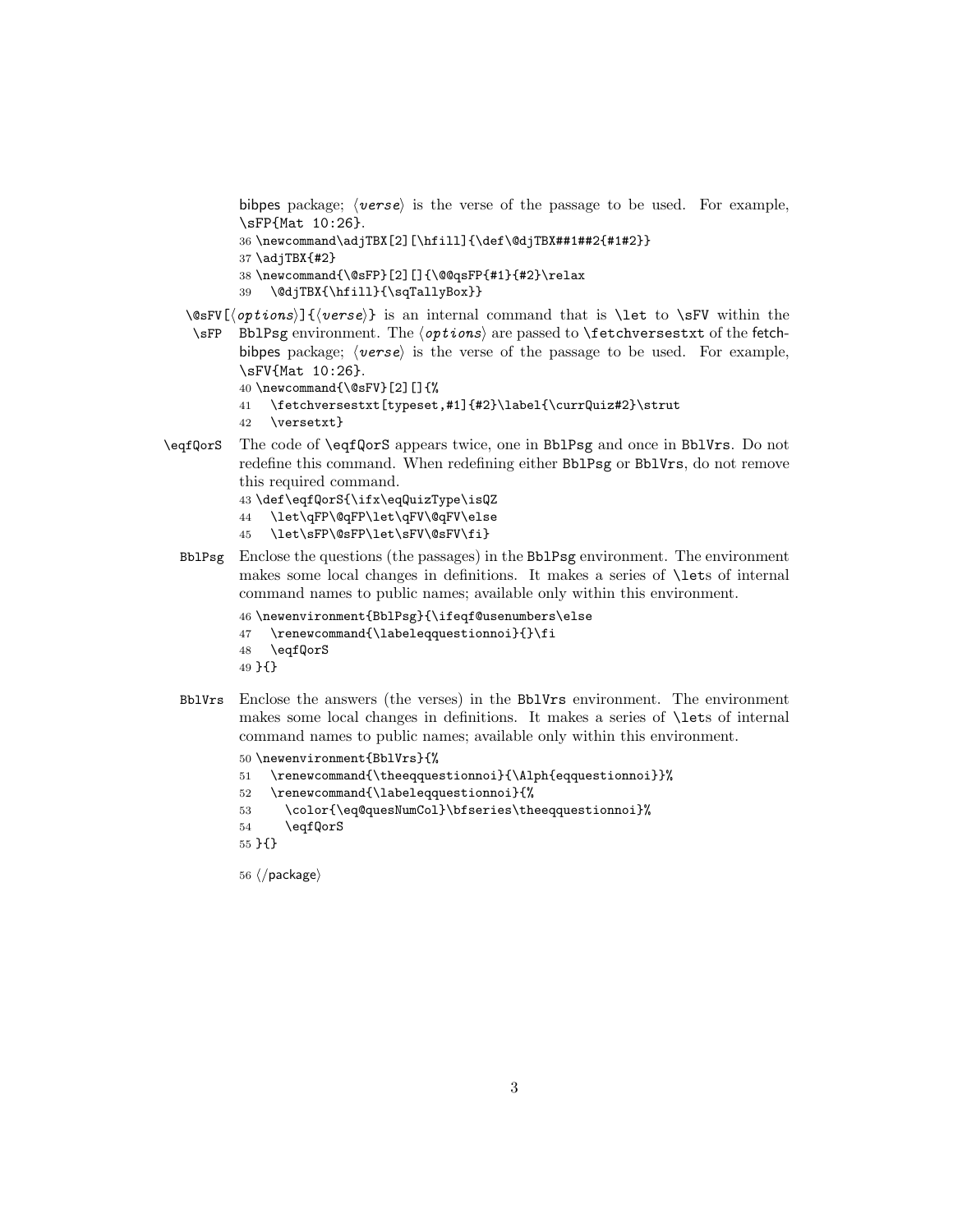bibpes package; ⟨*verse*⟩ is the verse of the passage to be used. For example, `\sFP{Mat 10:26}`.

```
36 \newcommand\adjTBX[2][\hfill]{\def\@djTBX##1##2{#1#2}}
37 \adjTBX{#2}
38 \newcommand{\@sFP}[2][]{\@@qsFP{#1}{#2}\relax
39    \@djTBX{\hfill}{\sqTallyBox}}
```

**\@sFV**[⟨*options*⟩]{⟨*verse*⟩} is an internal command that is `\let` to `\sFV` within the **\sFP** BblPsg environment. The ⟨*options*⟩ are passed to `\fetchversestxt` of the fetchbibpes package; ⟨*verse*⟩ is the verse of the passage to be used. For example, `\sFV{Mat 10:26}`.

```
40 \newcommand{\@sFV}[2][]{%
41    \fetchversestxt[typeset,#1]{#2}\label{\currQuiz#2}\strut
42    \versetxt}
```

**\eqfQorS** The code of `\eqfQorS` appears twice, one in `BblPsg` and once in `BblVrs`. Do not redefine this command. When redefining either `BblPsg` or `BblVrs`, do not remove this required command.

```
43 \def\eqfQorS{\ifx\eqQuizType\isQZ
44    \let\qFP\@qFP\let\qFV\@qFV\else
45    \let\sFP\@sFP\let\sFV\@sFV\fi}
```

**BblPsg** Enclose the questions (the passages) in the `BblPsg` environment. The environment makes some local changes in definitions. It makes a series of `\let`s of internal command names to public names; available only within this environment.

```
46 \newenvironment{BblPsg}{\ifeqf@usenumbers\else
47    \renewcommand{\labeleqquestionnoi}{}\fi
48    \eqfQorS
49 }{}
```

**BblVrs** Enclose the answers (the verses) in the `BblVrs` environment. The environment makes some local changes in definitions. It makes a series of `\let`s of internal command names to public names; available only within this environment.

```
50 \newenvironment{BblVrs}{%
51    \renewcommand{\theeqquestionnoi}{\Alph{eqquestionnoi}}%
52    \renewcommand{\labeleqquestionnoi}{%
53       \color{\eq@quesNumCol}\bfseries\theeqquestionnoi}%
54       \eqfQorS
55 }{}
```

56 ⟨/package⟩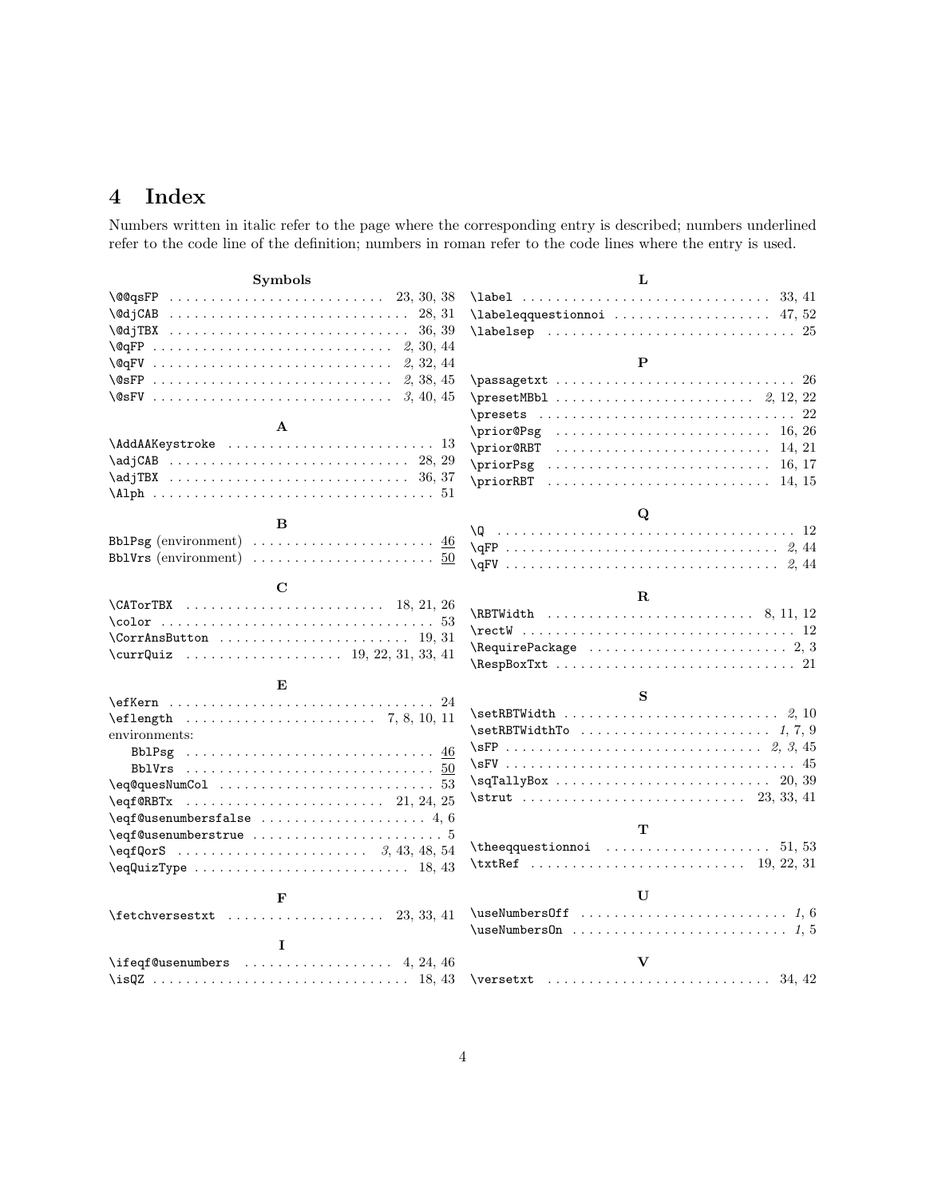# 4 Index

Numbers written in italic refer to the page where the corresponding entry is described; numbers underlined refer to the code line of the definition; numbers in roman refer to the code lines where the entry is used.

**Symbols**

\@@qsFP . . . . . 23, 30, 38
\@djCAB . . . . . 28, 31
\@djTBX . . . . . 36, 39
\@qFP . . . . . *2*, 30, 44
\@qFV . . . . . *2*, 32, 44
\@sFP . . . . . *2*, 38, 45
\@sFV . . . . . *3*, 40, 45

**A**

\AddAAKeystroke . . . . . 13
\adjCAB . . . . . 28, 29
\adjTBX . . . . . 36, 37
\Alph . . . . . 51

**B**

BblPsg (environment) . . . . . <u>46</u>
BblVrs (environment) . . . . . <u>50</u>

**C**

\CATorTBX . . . . . 18, 21, 26
\color . . . . . 53
\CorrAnsButton . . . . . 19, 31
\currQuiz . . . . . 19, 22, 31, 33, 41

**E**

\efKern . . . . . 24
\eflength . . . . . 7, 8, 10, 11
environments:
- BblPsg . . . . . <u>46</u>
- BblVrs . . . . . <u>50</u>

\eq@quesNumCol . . . . . 53
\eqf@RBTx . . . . . 21, 24, 25
\eqf@usenumbersfalse . . . . . 4, 6
\eqf@usenumberstrue . . . . . 5
\eqfQorS . . . . . *3*, 43, 48, 54
\eqQuizType . . . . . 18, 43

**F**

\fetchversestxt . . . . . 23, 33, 41

**I**

\ifeqf@usenumbers . . . . . 4, 24, 46
\isQZ . . . . . 18, 43

**L**

\label . . . . . 33, 41
\labeleqquestionnoi . . . . . 47, 52
\labelsep . . . . . 25

**P**

\passagetxt . . . . . 26
\presetMBbl . . . . . *2*, 12, 22
\presets . . . . . 22
\prior@Psg . . . . . 16, 26
\prior@RBT . . . . . 14, 21
\priorPsg . . . . . 16, 17
\priorRBT . . . . . 14, 15

**Q**

\Q . . . . . 12
\qFP . . . . . *2*, 44
\qFV . . . . . *2*, 44

**R**

\RBTWidth . . . . . 8, 11, 12
\rectW . . . . . 12
\RequirePackage . . . . . 2, 3
\RespBoxTxt . . . . . 21

**S**

\setRBTWidth . . . . . *2*, 10
\setRBTWidthTo . . . . . *1*, 7, 9
\sFP . . . . . *2*, *3*, 45
\sFV . . . . . 45
\sqTallyBox . . . . . 20, 39
\strut . . . . . 23, 33, 41

**T**

\theeqquestionnoi . . . . . 51, 53
\txtRef . . . . . 19, 22, 31

**U**

\useNumbersOff . . . . . *1*, 6
\useNumbersOn . . . . . *1*, 5

**V**

\versetxt . . . . . 34, 42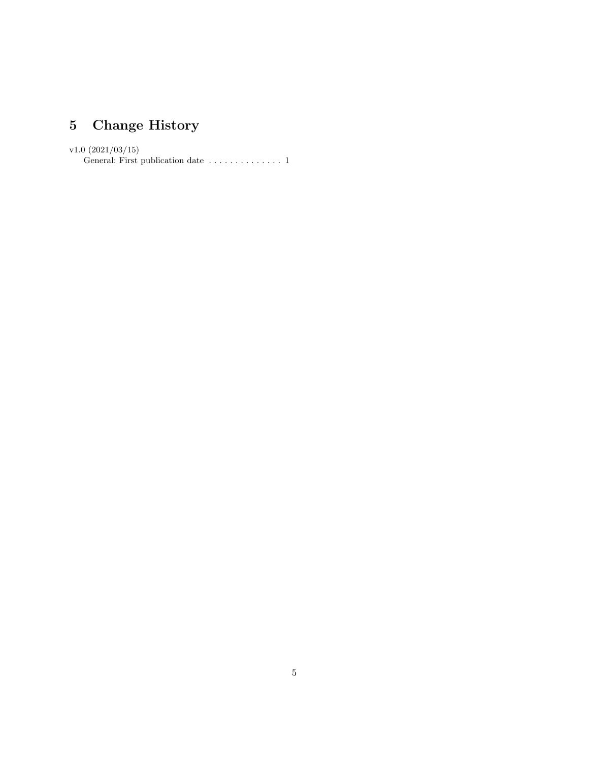# 5 Change History

v1.0 (2021/03/15)

General: First publication date . . . . . . . . . . . . . . 1